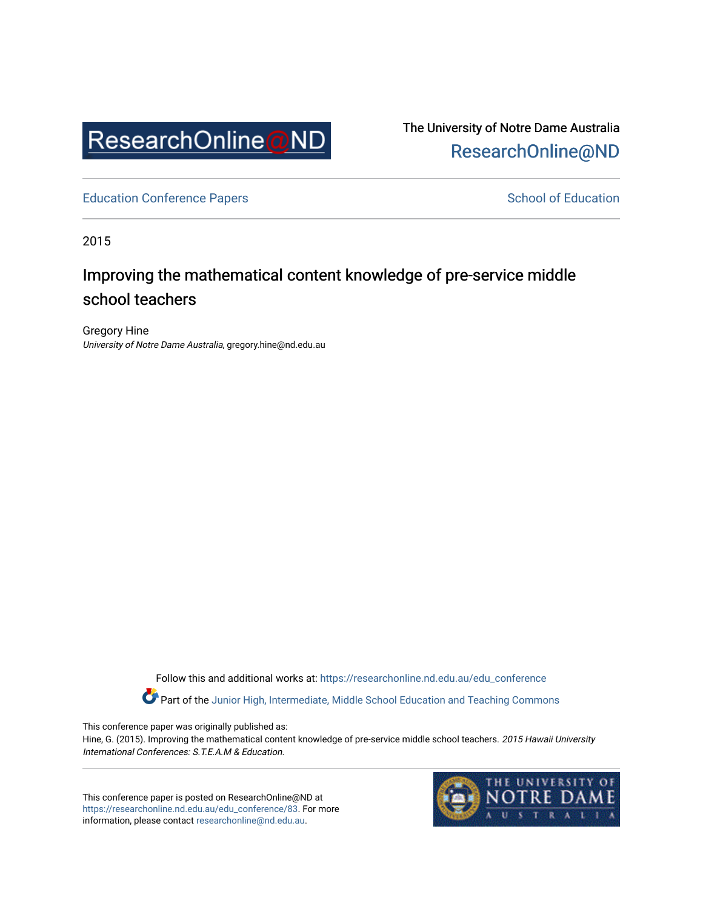ResearchOnline@ND

The University of Notre Dame Australia
ResearchOnline@ND

Education Conference Papers

School of Education

2015

# Improving the mathematical content knowledge of pre-service middle school teachers

Gregory Hine
*University of Notre Dame Australia*, gregory.hine@nd.edu.au

Follow this and additional works at: https://researchonline.nd.edu.au/edu_conference

Part of the Junior High, Intermediate, Middle School Education and Teaching Commons

This conference paper was originally published as:
Hine, G. (2015). Improving the mathematical content knowledge of pre-service middle school teachers. *2015 Hawaii University International Conferences: S.T.E.A.M & Education.*

This conference paper is posted on ResearchOnline@ND at https://researchonline.nd.edu.au/edu_conference/83. For more information, please contact researchonline@nd.edu.au.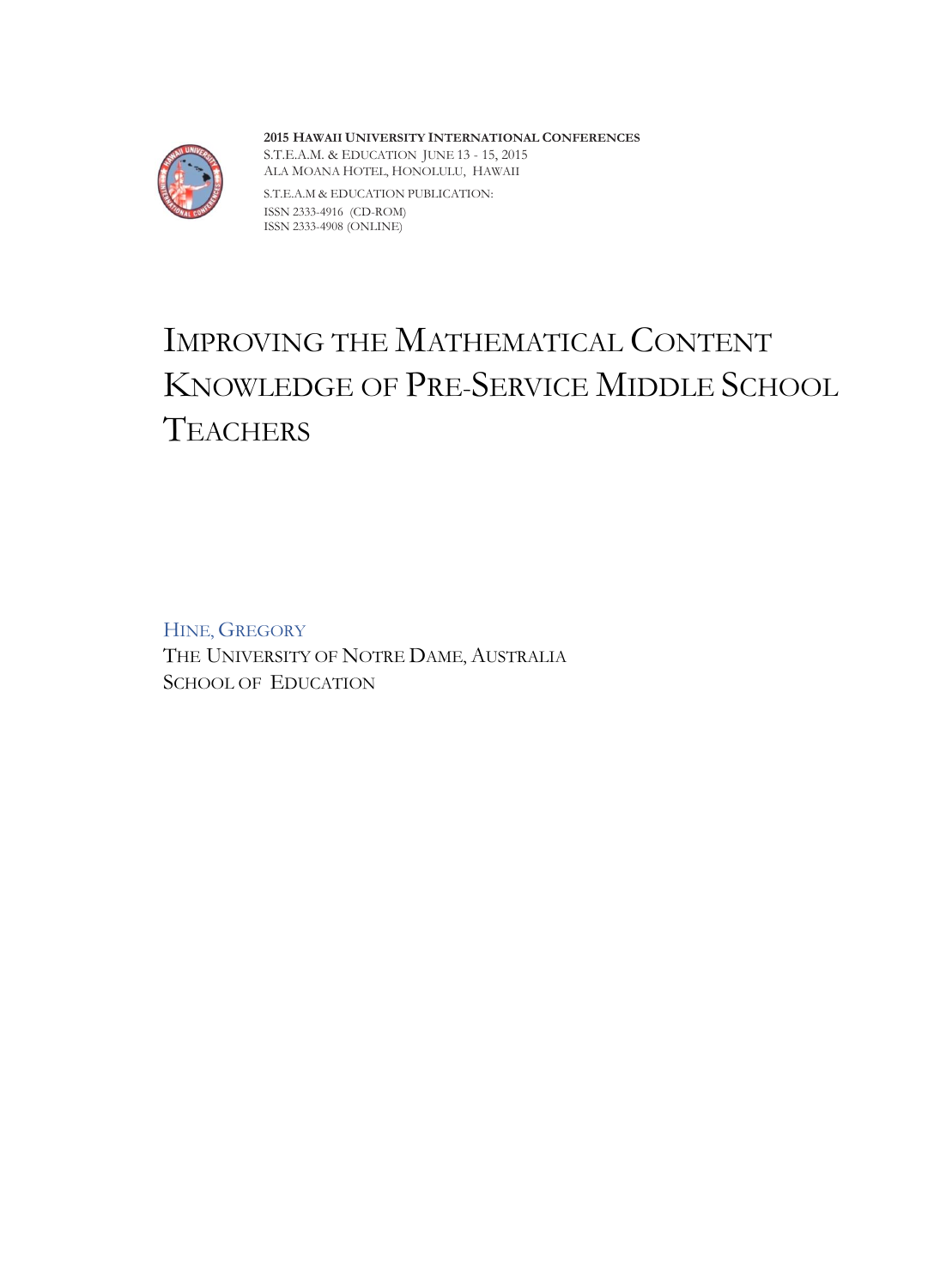2015 HAWAII UNIVERSITY INTERNATIONAL CONFERENCES
S.T.E.A.M. & EDUCATION JUNE 13 - 15, 2015
ALA MOANA HOTEL, HONOLULU, HAWAII

S.T.E.A.M & EDUCATION PUBLICATION:
ISSN 2333-4916 (CD-ROM)
ISSN 2333-4908 (ONLINE)

# IMPROVING THE MATHEMATICAL CONTENT KNOWLEDGE OF PRE-SERVICE MIDDLE SCHOOL TEACHERS

HINE, GREGORY
THE UNIVERSITY OF NOTRE DAME, AUSTRALIA
SCHOOL OF EDUCATION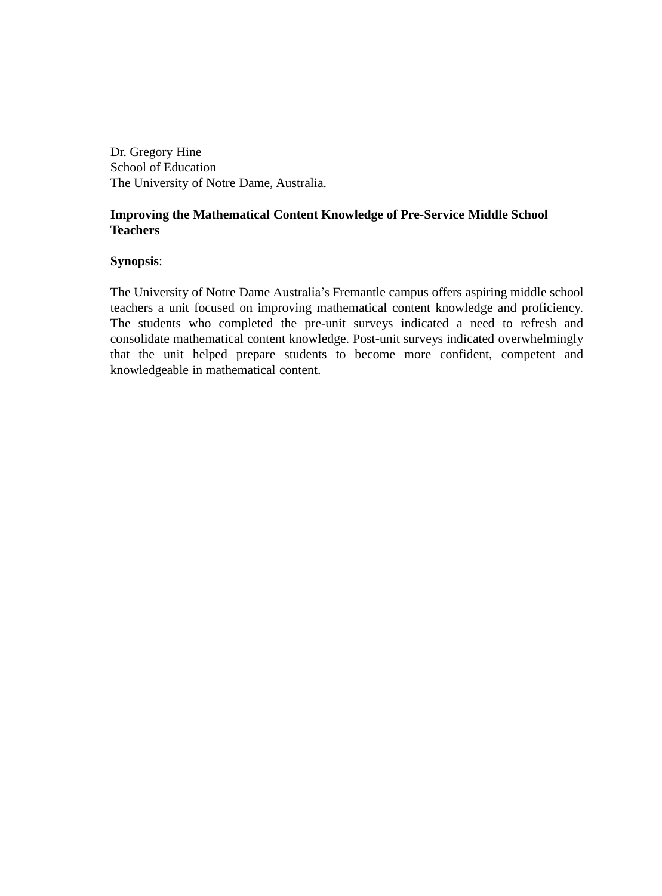Dr. Gregory Hine
School of Education
The University of Notre Dame, Australia.

**Improving the Mathematical Content Knowledge of Pre-Service Middle School Teachers**

**Synopsis**:

The University of Notre Dame Australia's Fremantle campus offers aspiring middle school teachers a unit focused on improving mathematical content knowledge and proficiency. The students who completed the pre-unit surveys indicated a need to refresh and consolidate mathematical content knowledge. Post-unit surveys indicated overwhelmingly that the unit helped prepare students to become more confident, competent and knowledgeable in mathematical content.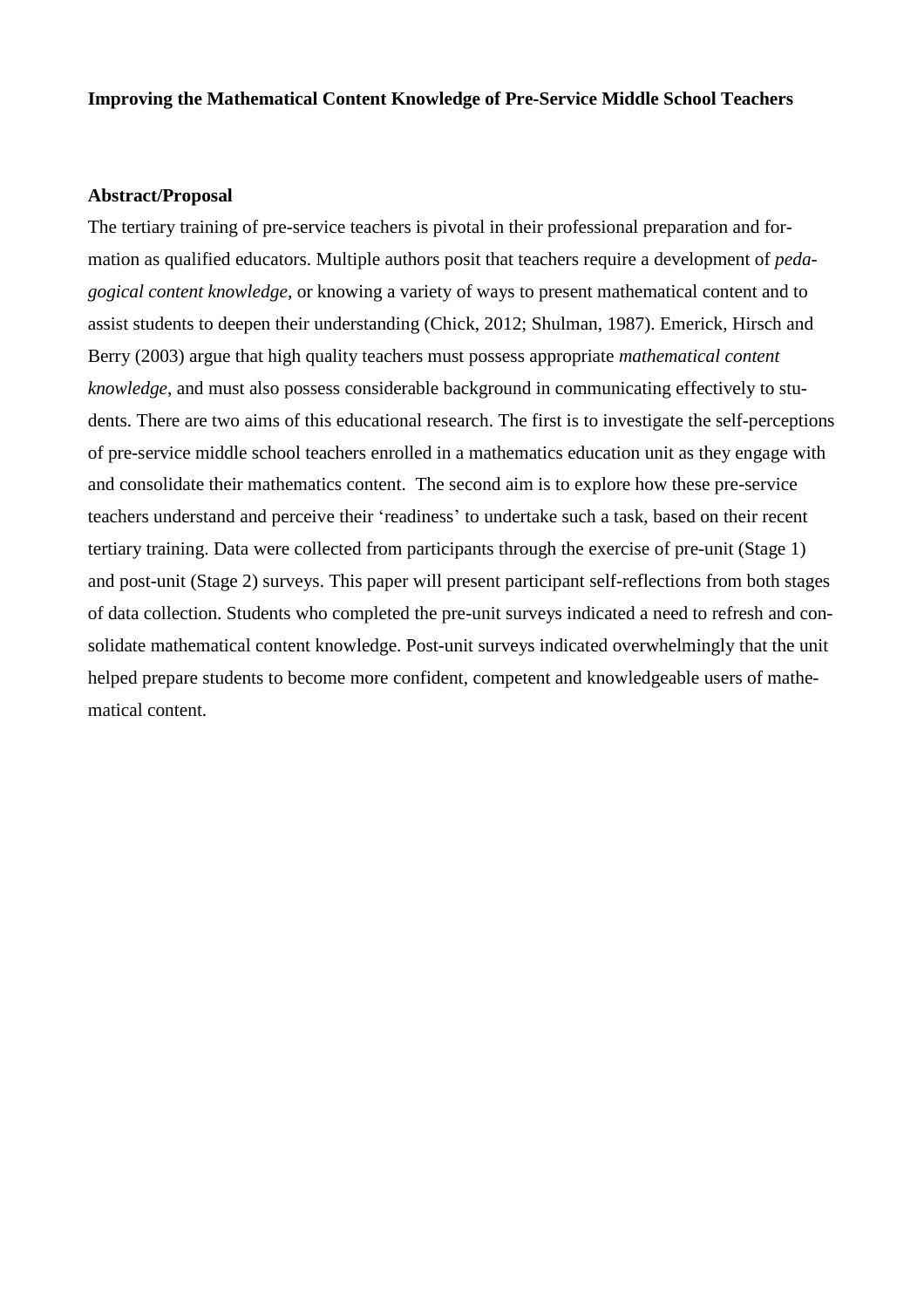**Improving the Mathematical Content Knowledge of Pre-Service Middle School Teachers**

**Abstract/Proposal**

The tertiary training of pre-service teachers is pivotal in their professional preparation and formation as qualified educators. Multiple authors posit that teachers require a development of *pedagogical content knowledge*, or knowing a variety of ways to present mathematical content and to assist students to deepen their understanding (Chick, 2012; Shulman, 1987). Emerick, Hirsch and Berry (2003) argue that high quality teachers must possess appropriate *mathematical content knowledge*, and must also possess considerable background in communicating effectively to students. There are two aims of this educational research. The first is to investigate the self-perceptions of pre-service middle school teachers enrolled in a mathematics education unit as they engage with and consolidate their mathematics content. The second aim is to explore how these pre-service teachers understand and perceive their 'readiness' to undertake such a task, based on their recent tertiary training. Data were collected from participants through the exercise of pre-unit (Stage 1) and post-unit (Stage 2) surveys. This paper will present participant self-reflections from both stages of data collection. Students who completed the pre-unit surveys indicated a need to refresh and consolidate mathematical content knowledge. Post-unit surveys indicated overwhelmingly that the unit helped prepare students to become more confident, competent and knowledgeable users of mathematical content.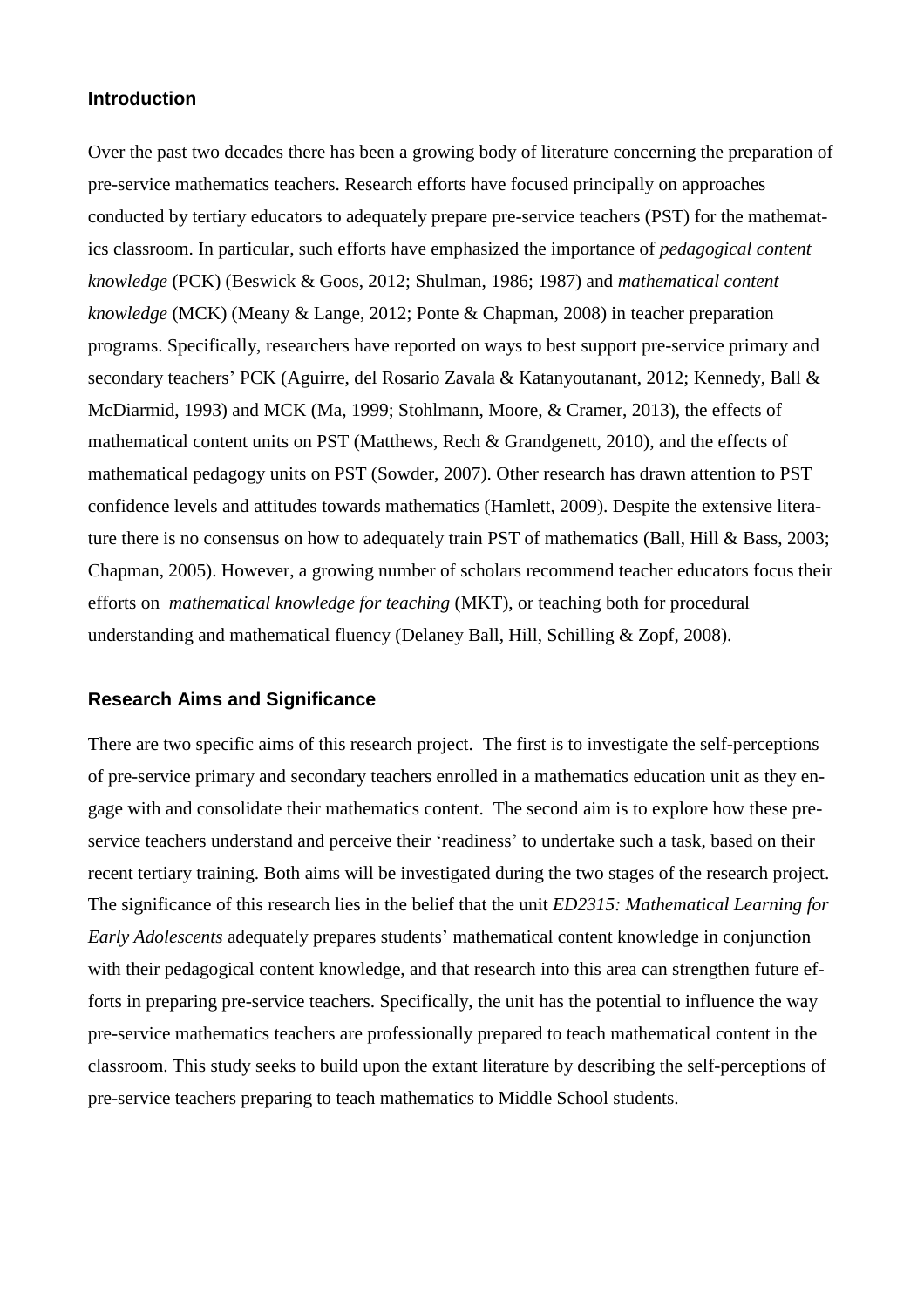## Introduction

Over the past two decades there has been a growing body of literature concerning the preparation of pre-service mathematics teachers. Research efforts have focused principally on approaches conducted by tertiary educators to adequately prepare pre-service teachers (PST) for the mathematics classroom. In particular, such efforts have emphasized the importance of *pedagogical content knowledge* (PCK) (Beswick & Goos, 2012; Shulman, 1986; 1987) and *mathematical content knowledge* (MCK) (Meany & Lange, 2012; Ponte & Chapman, 2008) in teacher preparation programs. Specifically, researchers have reported on ways to best support pre-service primary and secondary teachers' PCK (Aguirre, del Rosario Zavala & Katanyoutanant, 2012; Kennedy, Ball & McDiarmid, 1993) and MCK (Ma, 1999; Stohlmann, Moore, & Cramer, 2013), the effects of mathematical content units on PST (Matthews, Rech & Grandgenett, 2010), and the effects of mathematical pedagogy units on PST (Sowder, 2007). Other research has drawn attention to PST confidence levels and attitudes towards mathematics (Hamlett, 2009). Despite the extensive literature there is no consensus on how to adequately train PST of mathematics (Ball, Hill & Bass, 2003; Chapman, 2005). However, a growing number of scholars recommend teacher educators focus their efforts on *mathematical knowledge for teaching* (MKT), or teaching both for procedural understanding and mathematical fluency (Delaney Ball, Hill, Schilling & Zopf, 2008).

## Research Aims and Significance

There are two specific aims of this research project. The first is to investigate the self-perceptions of pre-service primary and secondary teachers enrolled in a mathematics education unit as they engage with and consolidate their mathematics content. The second aim is to explore how these pre-service teachers understand and perceive their 'readiness' to undertake such a task, based on their recent tertiary training. Both aims will be investigated during the two stages of the research project. The significance of this research lies in the belief that the unit *ED2315: Mathematical Learning for Early Adolescents* adequately prepares students' mathematical content knowledge in conjunction with their pedagogical content knowledge, and that research into this area can strengthen future efforts in preparing pre-service teachers. Specifically, the unit has the potential to influence the way pre-service mathematics teachers are professionally prepared to teach mathematical content in the classroom. This study seeks to build upon the extant literature by describing the self-perceptions of pre-service teachers preparing to teach mathematics to Middle School students.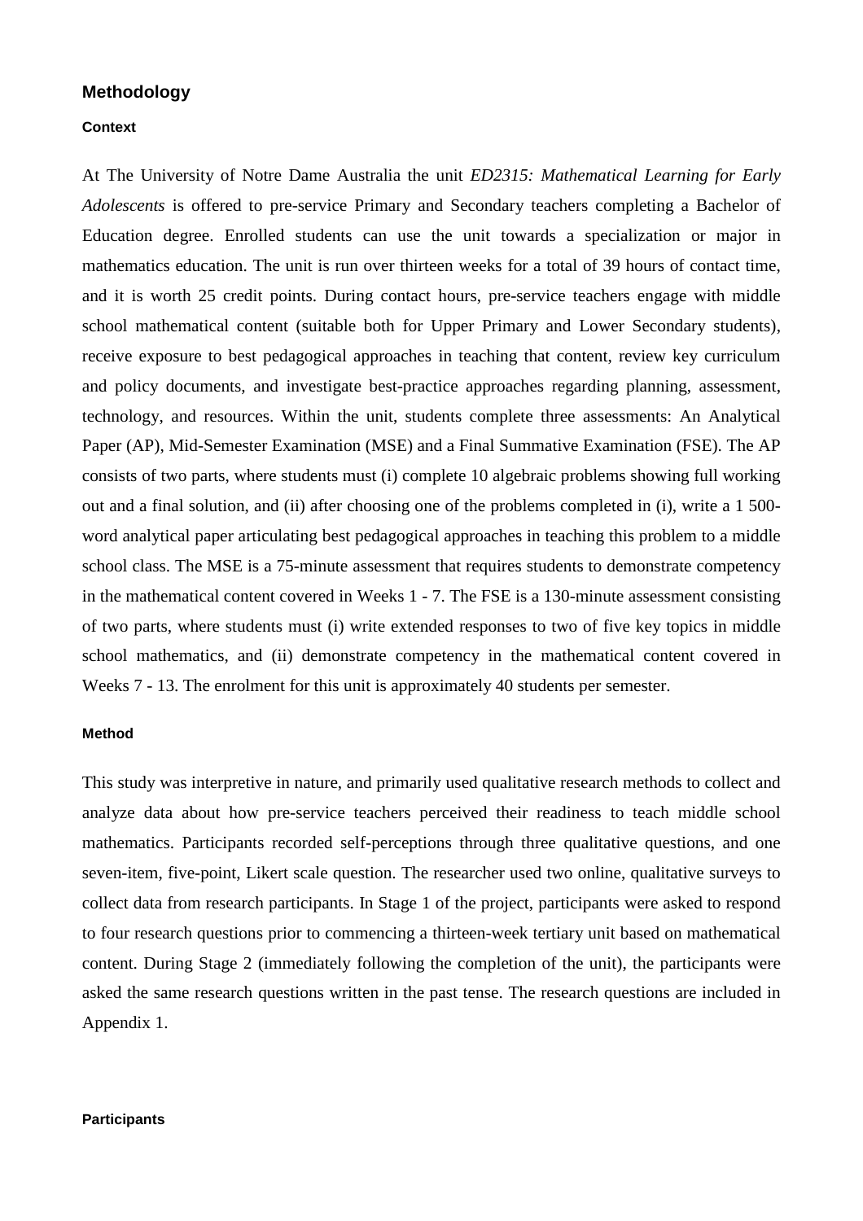## Methodology

### Context

At The University of Notre Dame Australia the unit *ED2315: Mathematical Learning for Early Adolescents* is offered to pre-service Primary and Secondary teachers completing a Bachelor of Education degree. Enrolled students can use the unit towards a specialization or major in mathematics education. The unit is run over thirteen weeks for a total of 39 hours of contact time, and it is worth 25 credit points. During contact hours, pre-service teachers engage with middle school mathematical content (suitable both for Upper Primary and Lower Secondary students), receive exposure to best pedagogical approaches in teaching that content, review key curriculum and policy documents, and investigate best-practice approaches regarding planning, assessment, technology, and resources. Within the unit, students complete three assessments: An Analytical Paper (AP), Mid-Semester Examination (MSE) and a Final Summative Examination (FSE). The AP consists of two parts, where students must (i) complete 10 algebraic problems showing full working out and a final solution, and (ii) after choosing one of the problems completed in (i), write a 1 500-word analytical paper articulating best pedagogical approaches in teaching this problem to a middle school class. The MSE is a 75-minute assessment that requires students to demonstrate competency in the mathematical content covered in Weeks 1 - 7. The FSE is a 130-minute assessment consisting of two parts, where students must (i) write extended responses to two of five key topics in middle school mathematics, and (ii) demonstrate competency in the mathematical content covered in Weeks 7 - 13. The enrolment for this unit is approximately 40 students per semester.

### Method

This study was interpretive in nature, and primarily used qualitative research methods to collect and analyze data about how pre-service teachers perceived their readiness to teach middle school mathematics. Participants recorded self-perceptions through three qualitative questions, and one seven-item, five-point, Likert scale question. The researcher used two online, qualitative surveys to collect data from research participants. In Stage 1 of the project, participants were asked to respond to four research questions prior to commencing a thirteen-week tertiary unit based on mathematical content. During Stage 2 (immediately following the completion of the unit), the participants were asked the same research questions written in the past tense. The research questions are included in Appendix 1.

### Participants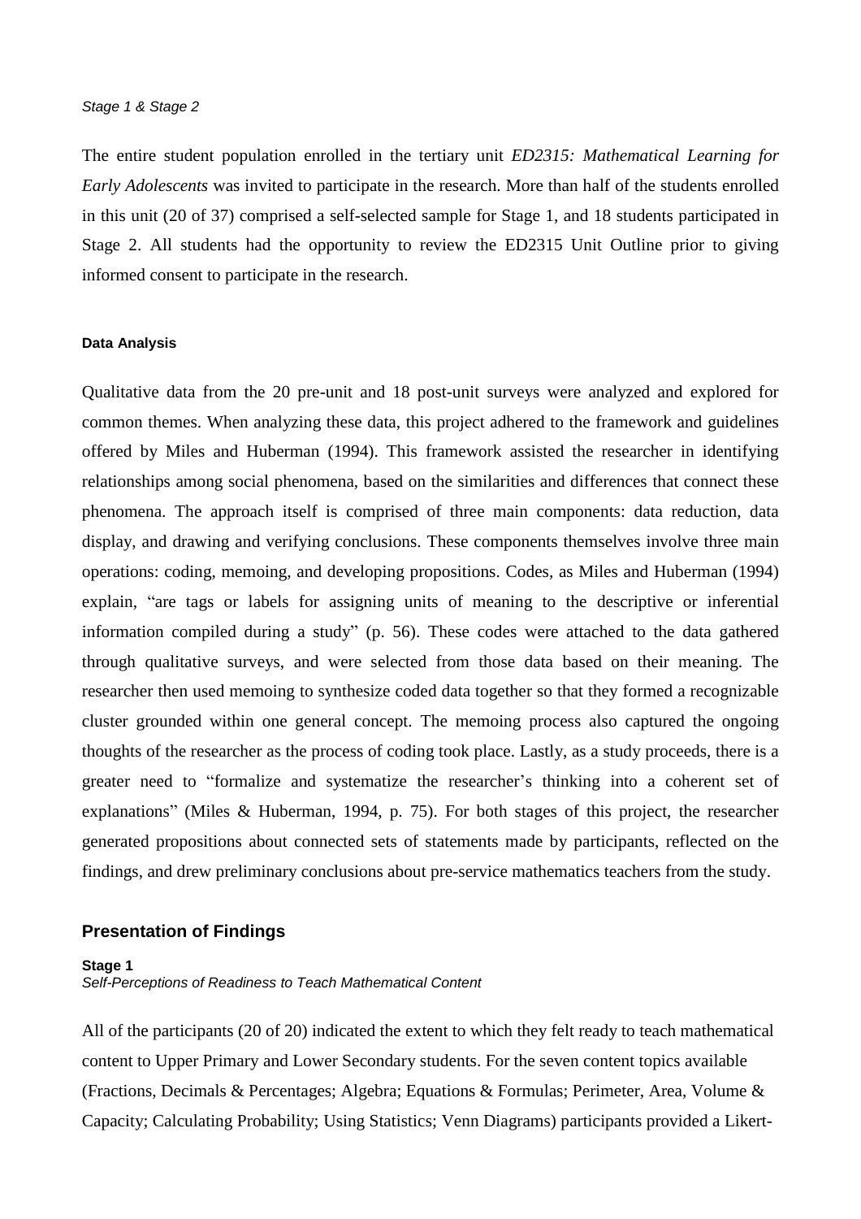*Stage 1 & Stage 2*

The entire student population enrolled in the tertiary unit *ED2315: Mathematical Learning for Early Adolescents* was invited to participate in the research. More than half of the students enrolled in this unit (20 of 37) comprised a self-selected sample for Stage 1, and 18 students participated in Stage 2. All students had the opportunity to review the ED2315 Unit Outline prior to giving informed consent to participate in the research.

#### Data Analysis

Qualitative data from the 20 pre-unit and 18 post-unit surveys were analyzed and explored for common themes. When analyzing these data, this project adhered to the framework and guidelines offered by Miles and Huberman (1994). This framework assisted the researcher in identifying relationships among social phenomena, based on the similarities and differences that connect these phenomena. The approach itself is comprised of three main components: data reduction, data display, and drawing and verifying conclusions. These components themselves involve three main operations: coding, memoing, and developing propositions. Codes, as Miles and Huberman (1994) explain, "are tags or labels for assigning units of meaning to the descriptive or inferential information compiled during a study" (p. 56). These codes were attached to the data gathered through qualitative surveys, and were selected from those data based on their meaning. The researcher then used memoing to synthesize coded data together so that they formed a recognizable cluster grounded within one general concept. The memoing process also captured the ongoing thoughts of the researcher as the process of coding took place. Lastly, as a study proceeds, there is a greater need to "formalize and systematize the researcher's thinking into a coherent set of explanations" (Miles & Huberman, 1994, p. 75). For both stages of this project, the researcher generated propositions about connected sets of statements made by participants, reflected on the findings, and drew preliminary conclusions about pre-service mathematics teachers from the study.

## Presentation of Findings

#### Stage 1

*Self-Perceptions of Readiness to Teach Mathematical Content*

All of the participants (20 of 20) indicated the extent to which they felt ready to teach mathematical content to Upper Primary and Lower Secondary students. For the seven content topics available (Fractions, Decimals & Percentages; Algebra; Equations & Formulas; Perimeter, Area, Volume & Capacity; Calculating Probability; Using Statistics; Venn Diagrams) participants provided a Likert-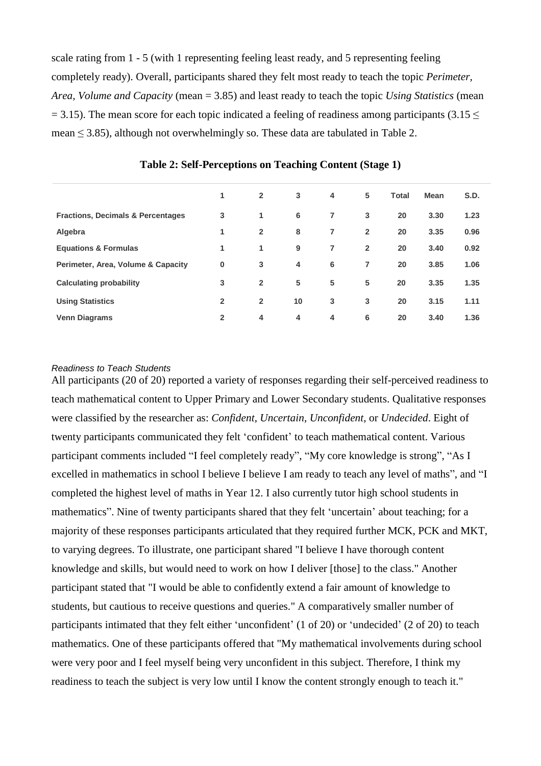scale rating from 1 - 5 (with 1 representing feeling least ready, and 5 representing feeling completely ready). Overall, participants shared they felt most ready to teach the topic *Perimeter, Area, Volume and Capacity* (mean = 3.85) and least ready to teach the topic *Using Statistics* (mean = 3.15). The mean score for each topic indicated a feeling of readiness among participants ($3.15 \leq$ mean $\leq 3.85$), although not overwhelmingly so. These data are tabulated in Table 2.

**Table 2: Self-Perceptions on Teaching Content (Stage 1)**

| | 1 | 2 | 3 | 4 | 5 | Total | Mean | S.D. |
|---|---|---|---|---|---|---|---|---|
| **Fractions, Decimals & Percentages** | 3 | 1 | 6 | 7 | 3 | 20 | 3.30 | 1.23 |
| **Algebra** | 1 | 2 | 8 | 7 | 2 | 20 | 3.35 | 0.96 |
| **Equations & Formulas** | 1 | 1 | 9 | 7 | 2 | 20 | 3.40 | 0.92 |
| **Perimeter, Area, Volume & Capacity** | 0 | 3 | 4 | 6 | 7 | 20 | 3.85 | 1.06 |
| **Calculating probability** | 3 | 2 | 5 | 5 | 5 | 20 | 3.35 | 1.35 |
| **Using Statistics** | 2 | 2 | 10 | 3 | 3 | 20 | 3.15 | 1.11 |
| **Venn Diagrams** | 2 | 4 | 4 | 4 | 6 | 20 | 3.40 | 1.36 |

*Readiness to Teach Students*

All participants (20 of 20) reported a variety of responses regarding their self-perceived readiness to teach mathematical content to Upper Primary and Lower Secondary students. Qualitative responses were classified by the researcher as: *Confident*, *Uncertain*, *Unconfident*, or *Undecided*. Eight of twenty participants communicated they felt 'confident' to teach mathematical content. Various participant comments included "I feel completely ready", "My core knowledge is strong", "As I excelled in mathematics in school I believe I believe I am ready to teach any level of maths", and "I completed the highest level of maths in Year 12. I also currently tutor high school students in mathematics". Nine of twenty participants shared that they felt 'uncertain' about teaching; for a majority of these responses participants articulated that they required further MCK, PCK and MKT, to varying degrees. To illustrate, one participant shared "I believe I have thorough content knowledge and skills, but would need to work on how I deliver [those] to the class." Another participant stated that "I would be able to confidently extend a fair amount of knowledge to students, but cautious to receive questions and queries." A comparatively smaller number of participants intimated that they felt either 'unconfident' (1 of 20) or 'undecided' (2 of 20) to teach mathematics. One of these participants offered that "My mathematical involvements during school were very poor and I feel myself being very unconfident in this subject. Therefore, I think my readiness to teach the subject is very low until I know the content strongly enough to teach it."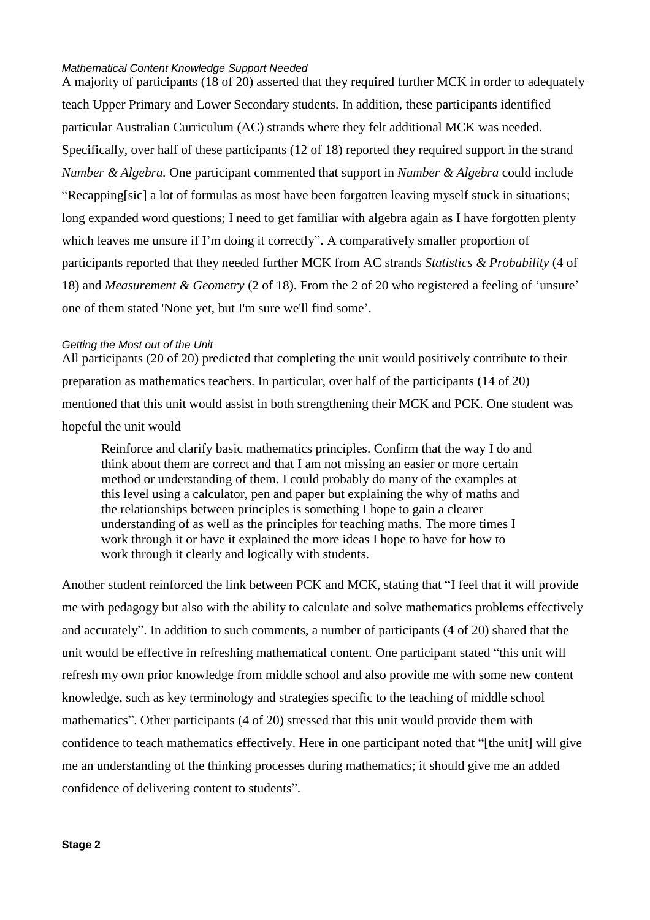#### *Mathematical Content Knowledge Support Needed*

A majority of participants (18 of 20) asserted that they required further MCK in order to adequately teach Upper Primary and Lower Secondary students. In addition, these participants identified particular Australian Curriculum (AC) strands where they felt additional MCK was needed. Specifically, over half of these participants (12 of 18) reported they required support in the strand *Number & Algebra.* One participant commented that support in *Number & Algebra* could include "Recapping[sic] a lot of formulas as most have been forgotten leaving myself stuck in situations; long expanded word questions; I need to get familiar with algebra again as I have forgotten plenty which leaves me unsure if I'm doing it correctly". A comparatively smaller proportion of participants reported that they needed further MCK from AC strands *Statistics & Probability* (4 of 18) and *Measurement & Geometry* (2 of 18). From the 2 of 20 who registered a feeling of 'unsure' one of them stated 'None yet, but I'm sure we'll find some'.

#### *Getting the Most out of the Unit*

All participants (20 of 20) predicted that completing the unit would positively contribute to their preparation as mathematics teachers. In particular, over half of the participants (14 of 20) mentioned that this unit would assist in both strengthening their MCK and PCK. One student was hopeful the unit would

> Reinforce and clarify basic mathematics principles. Confirm that the way I do and think about them are correct and that I am not missing an easier or more certain method or understanding of them. I could probably do many of the examples at this level using a calculator, pen and paper but explaining the why of maths and the relationships between principles is something I hope to gain a clearer understanding of as well as the principles for teaching maths. The more times I work through it or have it explained the more ideas I hope to have for how to work through it clearly and logically with students.

Another student reinforced the link between PCK and MCK, stating that "I feel that it will provide me with pedagogy but also with the ability to calculate and solve mathematics problems effectively and accurately". In addition to such comments, a number of participants (4 of 20) shared that the unit would be effective in refreshing mathematical content. One participant stated "this unit will refresh my own prior knowledge from middle school and also provide me with some new content knowledge, such as key terminology and strategies specific to the teaching of middle school mathematics". Other participants (4 of 20) stressed that this unit would provide them with confidence to teach mathematics effectively. Here in one participant noted that "[the unit] will give me an understanding of the thinking processes during mathematics; it should give me an added confidence of delivering content to students".

**Stage 2**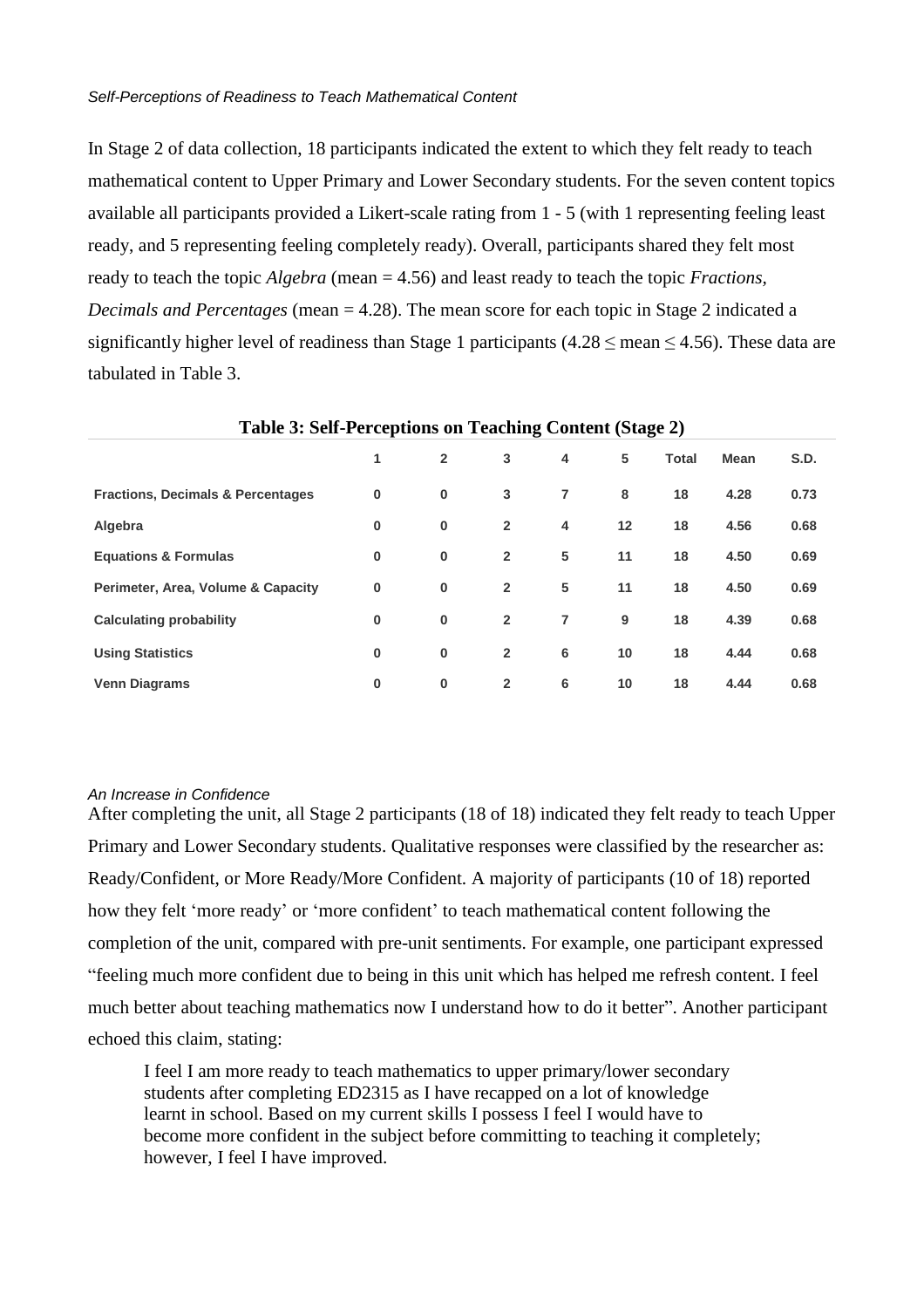*Self-Perceptions of Readiness to Teach Mathematical Content*

In Stage 2 of data collection, 18 participants indicated the extent to which they felt ready to teach mathematical content to Upper Primary and Lower Secondary students. For the seven content topics available all participants provided a Likert-scale rating from 1 - 5 (with 1 representing feeling least ready, and 5 representing feeling completely ready). Overall, participants shared they felt most ready to teach the topic *Algebra* (mean = 4.56) and least ready to teach the topic *Fractions, Decimals and Percentages* (mean = 4.28). The mean score for each topic in Stage 2 indicated a significantly higher level of readiness than Stage 1 participants ($4.28 \leq$ mean $\leq 4.56$). These data are tabulated in Table 3.

**Table 3: Self-Perceptions on Teaching Content (Stage 2)**

| | 1 | 2 | 3 | 4 | 5 | Total | Mean | S.D. |
|---|---|---|---|---|---|---|---|---|
| **Fractions, Decimals & Percentages** | 0 | 0 | 3 | 7 | 8 | 18 | 4.28 | 0.73 |
| **Algebra** | 0 | 0 | 2 | 4 | 12 | 18 | 4.56 | 0.68 |
| **Equations & Formulas** | 0 | 0 | 2 | 5 | 11 | 18 | 4.50 | 0.69 |
| **Perimeter, Area, Volume & Capacity** | 0 | 0 | 2 | 5 | 11 | 18 | 4.50 | 0.69 |
| **Calculating probability** | 0 | 0 | 2 | 7 | 9 | 18 | 4.39 | 0.68 |
| **Using Statistics** | 0 | 0 | 2 | 6 | 10 | 18 | 4.44 | 0.68 |
| **Venn Diagrams** | 0 | 0 | 2 | 6 | 10 | 18 | 4.44 | 0.68 |

*An Increase in Confidence*

After completing the unit, all Stage 2 participants (18 of 18) indicated they felt ready to teach Upper Primary and Lower Secondary students. Qualitative responses were classified by the researcher as: Ready/Confident, or More Ready/More Confident. A majority of participants (10 of 18) reported how they felt 'more ready' or 'more confident' to teach mathematical content following the completion of the unit, compared with pre-unit sentiments. For example, one participant expressed "feeling much more confident due to being in this unit which has helped me refresh content. I feel much better about teaching mathematics now I understand how to do it better". Another participant echoed this claim, stating:

> I feel I am more ready to teach mathematics to upper primary/lower secondary students after completing ED2315 as I have recapped on a lot of knowledge learnt in school. Based on my current skills I possess I feel I would have to become more confident in the subject before committing to teaching it completely; however, I feel I have improved.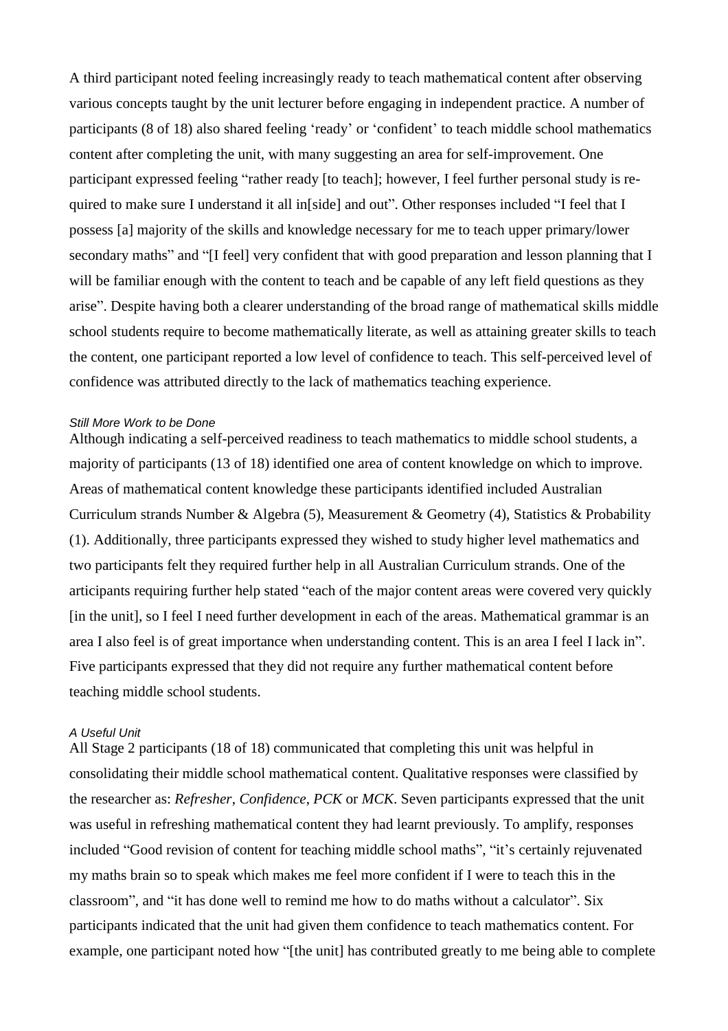A third participant noted feeling increasingly ready to teach mathematical content after observing various concepts taught by the unit lecturer before engaging in independent practice. A number of participants (8 of 18) also shared feeling 'ready' or 'confident' to teach middle school mathematics content after completing the unit, with many suggesting an area for self-improvement. One participant expressed feeling "rather ready [to teach]; however, I feel further personal study is re-quired to make sure I understand it all in[side] and out". Other responses included "I feel that I possess [a] majority of the skills and knowledge necessary for me to teach upper primary/lower secondary maths" and "[I feel] very confident that with good preparation and lesson planning that I will be familiar enough with the content to teach and be capable of any left field questions as they arise". Despite having both a clearer understanding of the broad range of mathematical skills middle school students require to become mathematically literate, as well as attaining greater skills to teach the content, one participant reported a low level of confidence to teach. This self-perceived level of confidence was attributed directly to the lack of mathematics teaching experience.

#### *Still More Work to be Done*

Although indicating a self-perceived readiness to teach mathematics to middle school students, a majority of participants (13 of 18) identified one area of content knowledge on which to improve. Areas of mathematical content knowledge these participants identified included Australian Curriculum strands Number & Algebra (5), Measurement & Geometry (4), Statistics & Probability (1). Additionally, three participants expressed they wished to study higher level mathematics and two participants felt they required further help in all Australian Curriculum strands. One of the articipants requiring further help stated "each of the major content areas were covered very quickly [in the unit], so I feel I need further development in each of the areas. Mathematical grammar is an area I also feel is of great importance when understanding content. This is an area I feel I lack in". Five participants expressed that they did not require any further mathematical content before teaching middle school students.

#### *A Useful Unit*

All Stage 2 participants (18 of 18) communicated that completing this unit was helpful in consolidating their middle school mathematical content. Qualitative responses were classified by the researcher as: *Refresher*, *Confidence*, *PCK* or *MCK*. Seven participants expressed that the unit was useful in refreshing mathematical content they had learnt previously. To amplify, responses included "Good revision of content for teaching middle school maths", "it's certainly rejuvenated my maths brain so to speak which makes me feel more confident if I were to teach this in the classroom", and "it has done well to remind me how to do maths without a calculator". Six participants indicated that the unit had given them confidence to teach mathematics content. For example, one participant noted how "[the unit] has contributed greatly to me being able to complete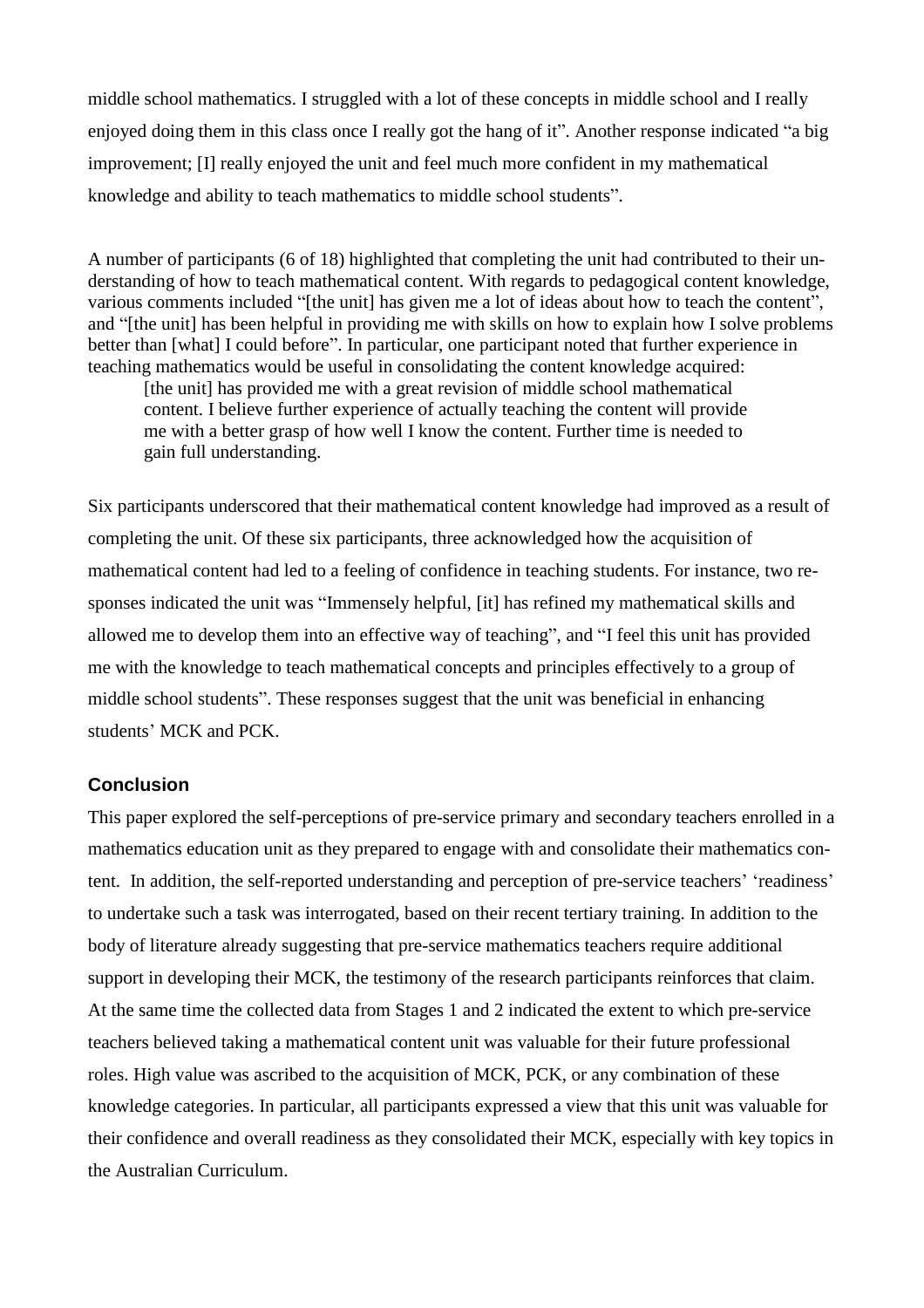middle school mathematics. I struggled with a lot of these concepts in middle school and I really enjoyed doing them in this class once I really got the hang of it". Another response indicated "a big improvement; [I] really enjoyed the unit and feel much more confident in my mathematical knowledge and ability to teach mathematics to middle school students".

A number of participants (6 of 18) highlighted that completing the unit had contributed to their understanding of how to teach mathematical content. With regards to pedagogical content knowledge, various comments included "[the unit] has given me a lot of ideas about how to teach the content", and "[the unit] has been helpful in providing me with skills on how to explain how I solve problems better than [what] I could before". In particular, one participant noted that further experience in teaching mathematics would be useful in consolidating the content knowledge acquired:

> [the unit] has provided me with a great revision of middle school mathematical content. I believe further experience of actually teaching the content will provide me with a better grasp of how well I know the content. Further time is needed to gain full understanding.

Six participants underscored that their mathematical content knowledge had improved as a result of completing the unit. Of these six participants, three acknowledged how the acquisition of mathematical content had led to a feeling of confidence in teaching students. For instance, two responses indicated the unit was "Immensely helpful, [it] has refined my mathematical skills and allowed me to develop them into an effective way of teaching", and "I feel this unit has provided me with the knowledge to teach mathematical concepts and principles effectively to a group of middle school students". These responses suggest that the unit was beneficial in enhancing students' MCK and PCK.

## Conclusion

This paper explored the self-perceptions of pre-service primary and secondary teachers enrolled in a mathematics education unit as they prepared to engage with and consolidate their mathematics content. In addition, the self-reported understanding and perception of pre-service teachers' 'readiness' to undertake such a task was interrogated, based on their recent tertiary training. In addition to the body of literature already suggesting that pre-service mathematics teachers require additional support in developing their MCK, the testimony of the research participants reinforces that claim. At the same time the collected data from Stages 1 and 2 indicated the extent to which pre-service teachers believed taking a mathematical content unit was valuable for their future professional roles. High value was ascribed to the acquisition of MCK, PCK, or any combination of these knowledge categories. In particular, all participants expressed a view that this unit was valuable for their confidence and overall readiness as they consolidated their MCK, especially with key topics in the Australian Curriculum.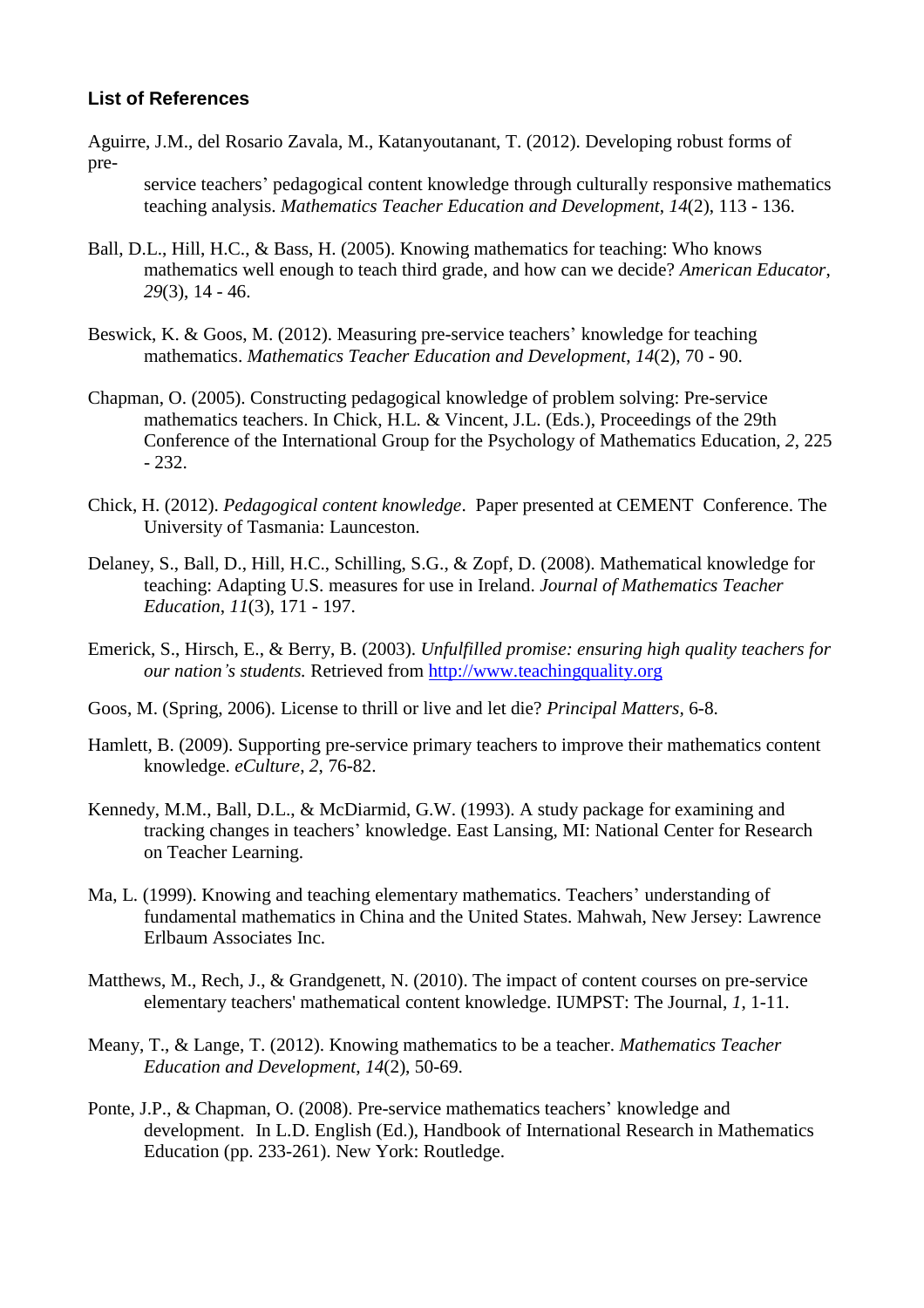**List of References**

Aguirre, J.M., del Rosario Zavala, M., Katanyoutanant, T. (2012). Developing robust forms of pre-service teachers' pedagogical content knowledge through culturally responsive mathematics teaching analysis. *Mathematics Teacher Education and Development*, *14*(2), 113 - 136.

Ball, D.L., Hill, H.C., & Bass, H. (2005). Knowing mathematics for teaching: Who knows mathematics well enough to teach third grade, and how can we decide? *American Educator*, *29*(3), 14 - 46.

Beswick, K. & Goos, M. (2012). Measuring pre-service teachers' knowledge for teaching mathematics. *Mathematics Teacher Education and Development*, *14*(2), 70 - 90.

Chapman, O. (2005). Constructing pedagogical knowledge of problem solving: Pre-service mathematics teachers. In Chick, H.L. & Vincent, J.L. (Eds.), Proceedings of the 29th Conference of the International Group for the Psychology of Mathematics Education, *2*, 225 - 232.

Chick, H. (2012). *Pedagogical content knowledge*. Paper presented at CEMENT Conference. The University of Tasmania: Launceston.

Delaney, S., Ball, D., Hill, H.C., Schilling, S.G., & Zopf, D. (2008). Mathematical knowledge for teaching: Adapting U.S. measures for use in Ireland. *Journal of Mathematics Teacher Education*, *11*(3), 171 - 197.

Emerick, S., Hirsch, E., & Berry, B. (2003). *Unfulfilled promise: ensuring high quality teachers for our nation's students.* Retrieved from http://www.teachingquality.org

Goos, M. (Spring, 2006). License to thrill or live and let die? *Principal Matters*, 6-8.

Hamlett, B. (2009). Supporting pre-service primary teachers to improve their mathematics content knowledge. *eCulture*, *2*, 76-82.

Kennedy, M.M., Ball, D.L., & McDiarmid, G.W. (1993). A study package for examining and tracking changes in teachers' knowledge. East Lansing, MI: National Center for Research on Teacher Learning.

Ma, L. (1999). Knowing and teaching elementary mathematics. Teachers' understanding of fundamental mathematics in China and the United States. Mahwah, New Jersey: Lawrence Erlbaum Associates Inc.

Matthews, M., Rech, J., & Grandgenett, N. (2010). The impact of content courses on pre-service elementary teachers' mathematical content knowledge. IUMPST: The Journal, *1*, 1-11.

Meany, T., & Lange, T. (2012). Knowing mathematics to be a teacher. *Mathematics Teacher Education and Development*, *14*(2), 50-69.

Ponte, J.P., & Chapman, O. (2008). Pre-service mathematics teachers' knowledge and development. In L.D. English (Ed.), Handbook of International Research in Mathematics Education (pp. 233-261). New York: Routledge.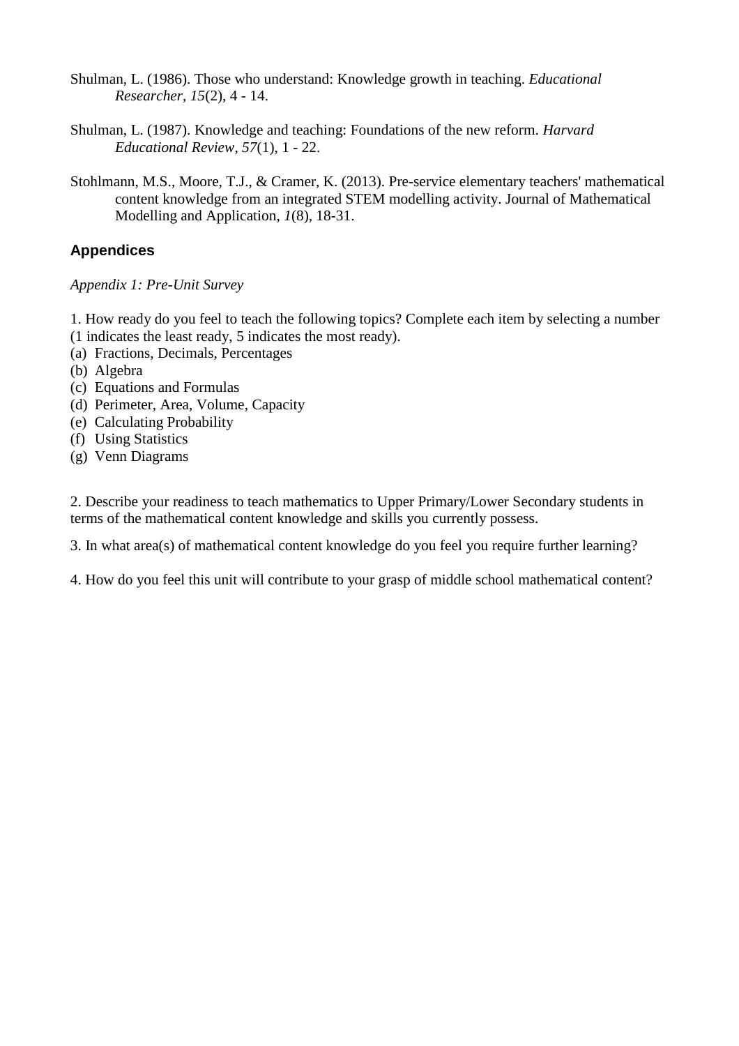Shulman, L. (1986). Those who understand: Knowledge growth in teaching. *Educational Researcher*, *15*(2), 4 - 14.

Shulman, L. (1987). Knowledge and teaching: Foundations of the new reform. *Harvard Educational Review*, *57*(1), 1 - 22.

Stohlmann, M.S., Moore, T.J., & Cramer, K. (2013). Pre-service elementary teachers' mathematical content knowledge from an integrated STEM modelling activity. Journal of Mathematical Modelling and Application, *1*(8), 18-31.

## Appendices

*Appendix 1: Pre-Unit Survey*

1. How ready do you feel to teach the following topics? Complete each item by selecting a number (1 indicates the least ready, 5 indicates the most ready).

(a) Fractions, Decimals, Percentages
(b) Algebra
(c) Equations and Formulas
(d) Perimeter, Area, Volume, Capacity
(e) Calculating Probability
(f) Using Statistics
(g) Venn Diagrams

2. Describe your readiness to teach mathematics to Upper Primary/Lower Secondary students in terms of the mathematical content knowledge and skills you currently possess.

3. In what area(s) of mathematical content knowledge do you feel you require further learning?

4. How do you feel this unit will contribute to your grasp of middle school mathematical content?